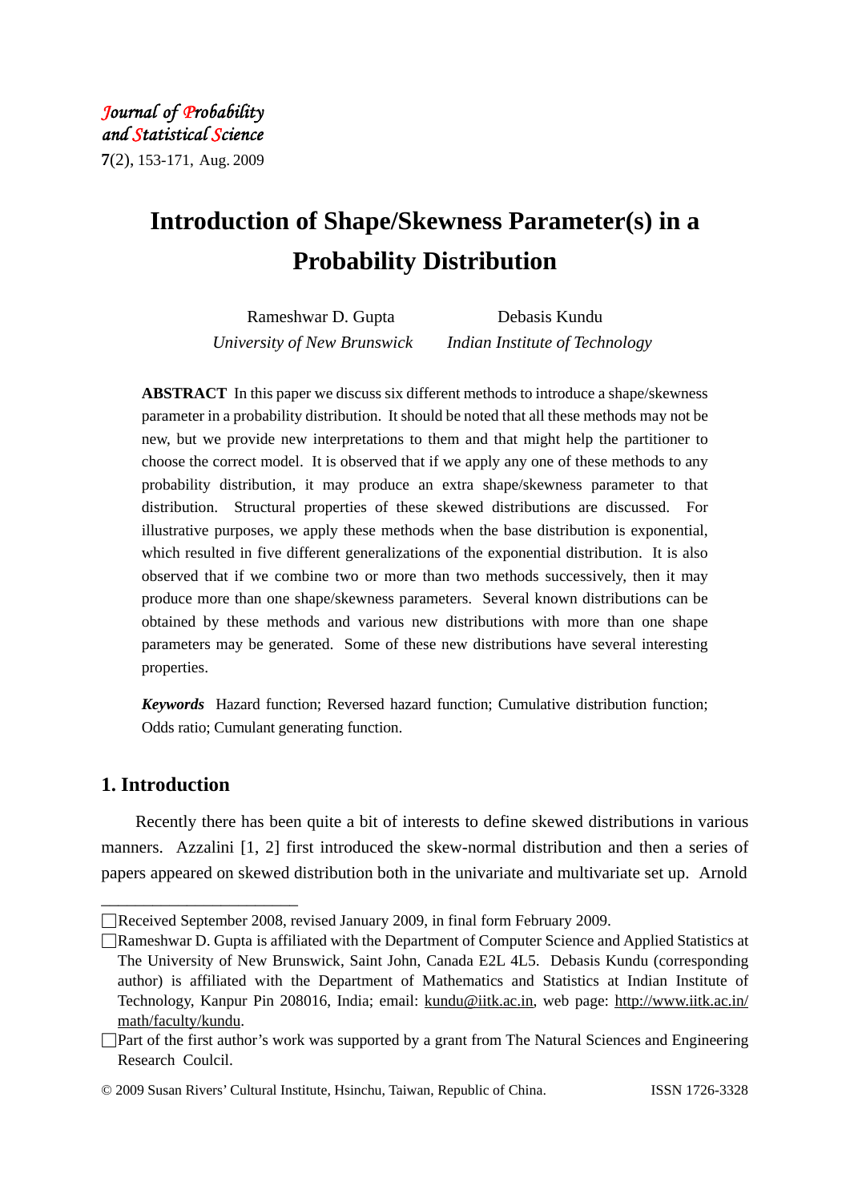# Introduction of Shape/Skewness Parameter(s) in a Probability Distribution

Rameshwar D. Gupta  
*University of New Brunswick*

Debasis Kundu  
*Indian Institute of Technology*

**ABSTRACT** In this paper we discuss six different methods to introduce a shape/skewness parameter in a probability distribution. It should be noted that all these methods may not be new, but we provide new interpretations to them and that might help the partitioner to choose the correct model. It is observed that if we apply any one of these methods to any probability distribution, it may produce an extra shape/skewness parameter to that distribution. Structural properties of these skewed distributions are discussed. For illustrative purposes, we apply these methods when the base distribution is exponential, which resulted in five different generalizations of the exponential distribution. It is also observed that if we combine two or more than two methods successively, then it may produce more than one shape/skewness parameters. Several known distributions can be obtained by these methods and various new distributions with more than one shape parameters may be generated. Some of these new distributions have several interesting properties.

***Keywords*** Hazard function; Reversed hazard function; Cumulative distribution function; Odds ratio; Cumulant generating function.

## 1. Introduction

Recently there has been quite a bit of interests to define skewed distributions in various manners. Azzalini [1, 2] first introduced the skew-normal distribution and then a series of papers appeared on skewed distribution both in the univariate and multivariate set up. Arnold

---

Received September 2008, revised January 2009, in final form February 2009.

Rameshwar D. Gupta is affiliated with the Department of Computer Science and Applied Statistics at The University of New Brunswick, Saint John, Canada E2L 4L5. Debasis Kundu (corresponding author) is affiliated with the Department of Mathematics and Statistics at Indian Institute of Technology, Kanpur Pin 208016, India; email: kundu@iitk.ac.in, web page: http://www.iitk.ac.in/math/faculty/kundu.

Part of the first author's work was supported by a grant from The Natural Sciences and Engineering Research Coulcil.

© 2009 Susan Rivers' Cultural Institute, Hsinchu, Taiwan, Republic of China. ISSN 1726-3328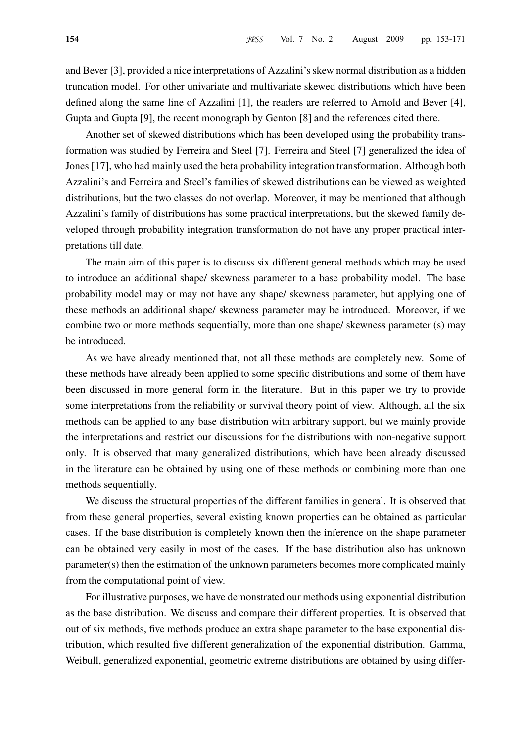and Bever [3], provided a nice interpretations of Azzalini's skew normal distribution as a hidden truncation model. For other univariate and multivariate skewed distributions which have been defined along the same line of Azzalini [1], the readers are referred to Arnold and Bever [4], Gupta and Gupta [9], the recent monograph by Genton [8] and the references cited there.

Another set of skewed distributions which has been developed using the probability transformation was studied by Ferreira and Steel [7]. Ferreira and Steel [7] generalized the idea of Jones [17], who had mainly used the beta probability integration transformation. Although both Azzalini's and Ferreira and Steel's families of skewed distributions can be viewed as weighted distributions, but the two classes do not overlap. Moreover, it may be mentioned that although Azzalini's family of distributions has some practical interpretations, but the skewed family developed through probability integration transformation do not have any proper practical interpretations till date.

The main aim of this paper is to discuss six different general methods which may be used to introduce an additional shape/ skewness parameter to a base probability model. The base probability model may or may not have any shape/ skewness parameter, but applying one of these methods an additional shape/ skewness parameter may be introduced. Moreover, if we combine two or more methods sequentially, more than one shape/ skewness parameter (s) may be introduced.

As we have already mentioned that, not all these methods are completely new. Some of these methods have already been applied to some specific distributions and some of them have been discussed in more general form in the literature. But in this paper we try to provide some interpretations from the reliability or survival theory point of view. Although, all the six methods can be applied to any base distribution with arbitrary support, but we mainly provide the interpretations and restrict our discussions for the distributions with non-negative support only. It is observed that many generalized distributions, which have been already discussed in the literature can be obtained by using one of these methods or combining more than one methods sequentially.

We discuss the structural properties of the different families in general. It is observed that from these general properties, several existing known properties can be obtained as particular cases. If the base distribution is completely known then the inference on the shape parameter can be obtained very easily in most of the cases. If the base distribution also has unknown parameter(s) then the estimation of the unknown parameters becomes more complicated mainly from the computational point of view.

For illustrative purposes, we have demonstrated our methods using exponential distribution as the base distribution. We discuss and compare their different properties. It is observed that out of six methods, five methods produce an extra shape parameter to the base exponential distribution, which resulted five different generalization of the exponential distribution. Gamma, Weibull, generalized exponential, geometric extreme distributions are obtained by using differ-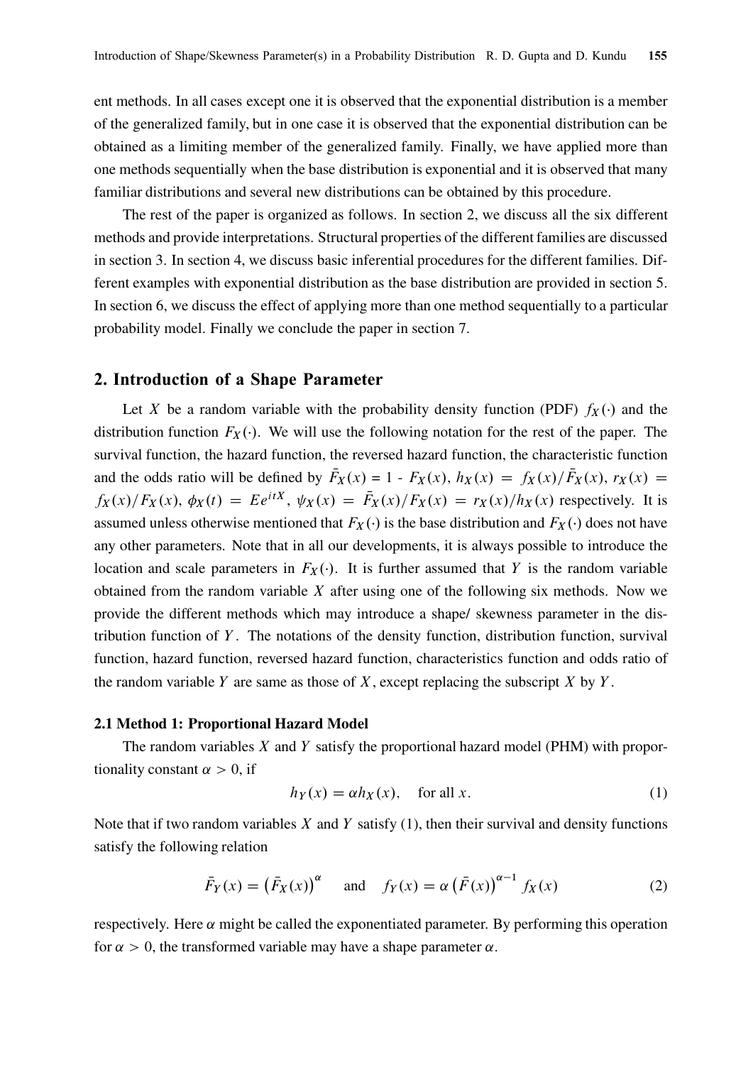ent methods. In all cases except one it is observed that the exponential distribution is a member of the generalized family, but in one case it is observed that the exponential distribution can be obtained as a limiting member of the generalized family. Finally, we have applied more than one methods sequentially when the base distribution is exponential and it is observed that many familiar distributions and several new distributions can be obtained by this procedure.

The rest of the paper is organized as follows. In section 2, we discuss all the six different methods and provide interpretations. Structural properties of the different families are discussed in section 3. In section 4, we discuss basic inferential procedures for the different families. Different examples with exponential distribution as the base distribution are provided in section 5. In section 6, we discuss the effect of applying more than one method sequentially to a particular probability model. Finally we conclude the paper in section 7.

## 2. Introduction of a Shape Parameter

Let $X$ be a random variable with the probability density function (PDF) $f_X(\cdot)$ and the distribution function $F_X(\cdot)$. We will use the following notation for the rest of the paper. The survival function, the hazard function, the reversed hazard function, the characteristic function and the odds ratio will be defined by $\bar{F}_X(x) = 1 - F_X(x)$, $h_X(x) = f_X(x)/\bar{F}_X(x)$, $r_X(x) = f_X(x)/F_X(x)$, $\phi_X(t) = Ee^{itX}$, $\psi_X(x) = \bar{F}_X(x)/F_X(x) = r_X(x)/h_X(x)$ respectively. It is assumed unless otherwise mentioned that $F_X(\cdot)$ is the base distribution and $F_X(\cdot)$ does not have any other parameters. Note that in all our developments, it is always possible to introduce the location and scale parameters in $F_X(\cdot)$. It is further assumed that $Y$ is the random variable obtained from the random variable $X$ after using one of the following six methods. Now we provide the different methods which may introduce a shape/ skewness parameter in the distribution function of $Y$. The notations of the density function, distribution function, survival function, hazard function, reversed hazard function, characteristics function and odds ratio of the random variable $Y$ are same as those of $X$, except replacing the subscript $X$ by $Y$.

### 2.1 Method 1: Proportional Hazard Model

The random variables $X$ and $Y$ satisfy the proportional hazard model (PHM) with proportionality constant $\alpha > 0$, if

$$h_Y(x) = \alpha h_X(x), \quad \text{for all } x. \tag{1}$$

Note that if two random variables $X$ and $Y$ satisfy (1), then their survival and density functions satisfy the following relation

$$\bar{F}_Y(x) = \left(\bar{F}_X(x)\right)^{\alpha} \quad \text{and} \quad f_Y(x) = \alpha\left(\bar{F}(x)\right)^{\alpha-1} f_X(x) \tag{2}$$

respectively. Here $\alpha$ might be called the exponentiated parameter. By performing this operation for $\alpha > 0$, the transformed variable may have a shape parameter $\alpha$.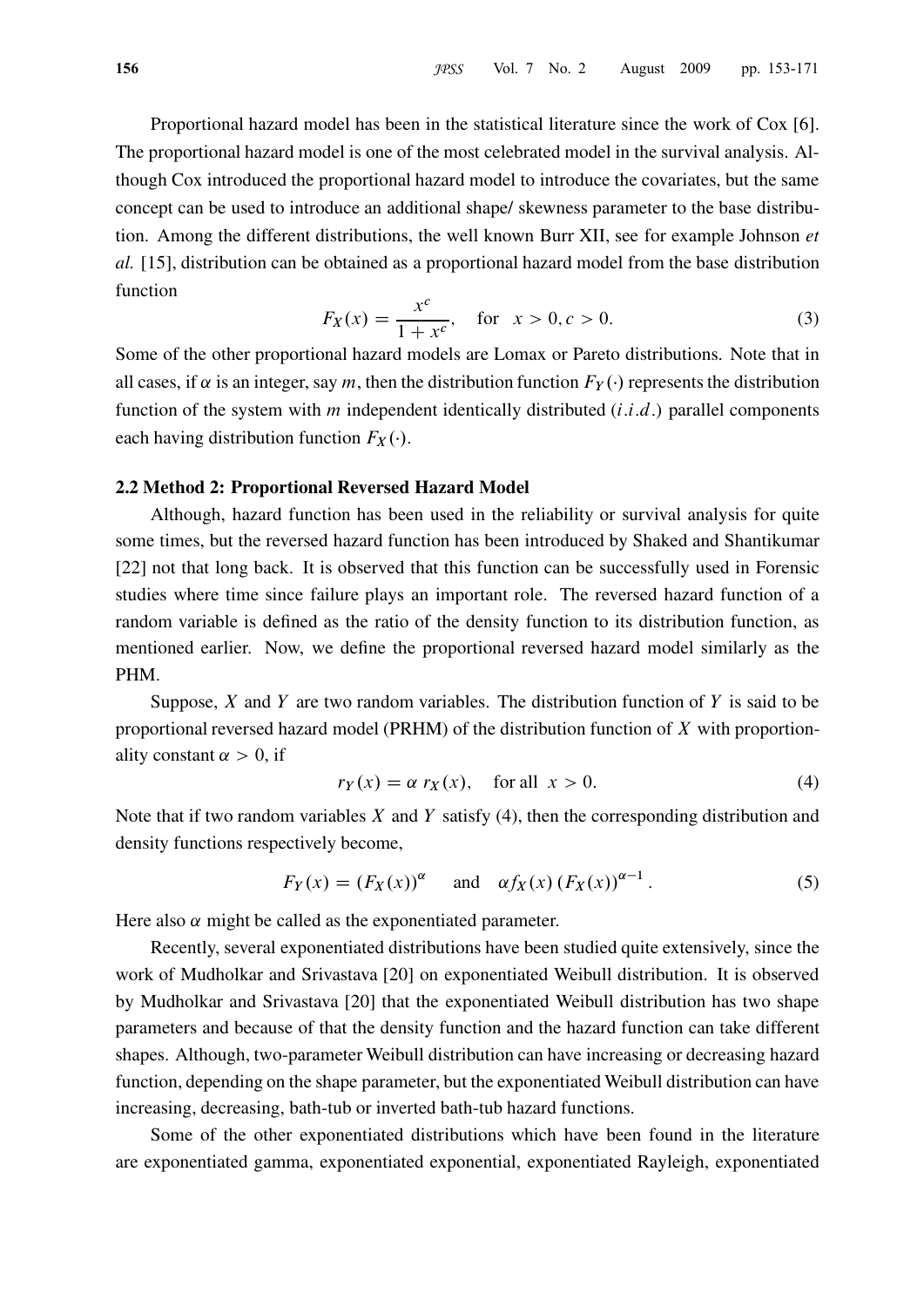Proportional hazard model has been in the statistical literature since the work of Cox [6]. The proportional hazard model is one of the most celebrated model in the survival analysis. Although Cox introduced the proportional hazard model to introduce the covariates, but the same concept can be used to introduce an additional shape/ skewness parameter to the base distribution. Among the different distributions, the well known Burr XII, see for example Johnson *et al.* [15], distribution can be obtained as a proportional hazard model from the base distribution function

$$F_X(x) = \frac{x^c}{1 + x^c}, \quad \text{for} \quad x > 0, c > 0. \tag{3}$$

Some of the other proportional hazard models are Lomax or Pareto distributions. Note that in all cases, if $\alpha$ is an integer, say $m$, then the distribution function $F_Y(\cdot)$ represents the distribution function of the system with $m$ independent identically distributed ($i.i.d.$) parallel components each having distribution function $F_X(\cdot)$.

### 2.2 Method 2: Proportional Reversed Hazard Model

Although, hazard function has been used in the reliability or survival analysis for quite some times, but the reversed hazard function has been introduced by Shaked and Shantikumar [22] not that long back. It is observed that this function can be successfully used in Forensic studies where time since failure plays an important role. The reversed hazard function of a random variable is defined as the ratio of the density function to its distribution function, as mentioned earlier. Now, we define the proportional reversed hazard model similarly as the PHM.

Suppose, $X$ and $Y$ are two random variables. The distribution function of $Y$ is said to be proportional reversed hazard model (PRHM) of the distribution function of $X$ with proportionality constant $\alpha > 0$, if

$$r_Y(x) = \alpha\, r_X(x), \quad \text{for all} \ \ x > 0. \tag{4}$$

Note that if two random variables $X$ and $Y$ satisfy (4), then the corresponding distribution and density functions respectively become,

$$F_Y(x) = (F_X(x))^{\alpha} \quad \text{and} \quad \alpha f_X(x)\,(F_X(x))^{\alpha - 1}. \tag{5}$$

Here also $\alpha$ might be called as the exponentiated parameter.

Recently, several exponentiated distributions have been studied quite extensively, since the work of Mudholkar and Srivastava [20] on exponentiated Weibull distribution. It is observed by Mudholkar and Srivastava [20] that the exponentiated Weibull distribution has two shape parameters and because of that the density function and the hazard function can take different shapes. Although, two-parameter Weibull distribution can have increasing or decreasing hazard function, depending on the shape parameter, but the exponentiated Weibull distribution can have increasing, decreasing, bath-tub or inverted bath-tub hazard functions.

Some of the other exponentiated distributions which have been found in the literature are exponentiated gamma, exponentiated exponential, exponentiated Rayleigh, exponentiated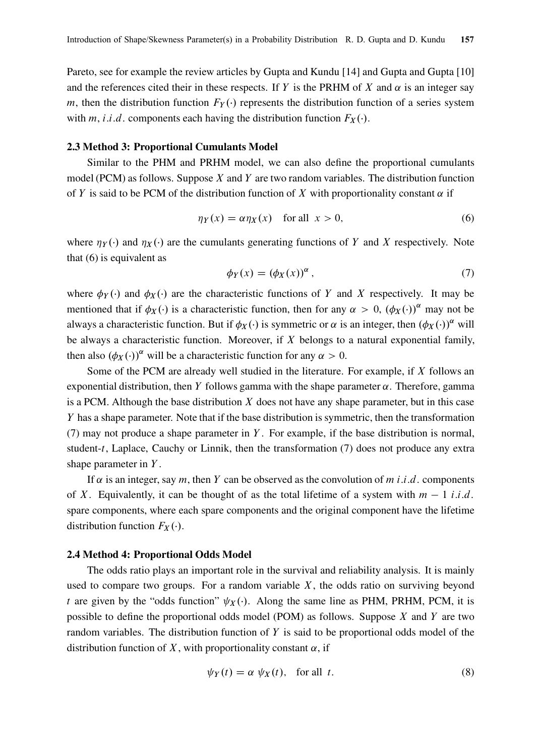Pareto, see for example the review articles by Gupta and Kundu [14] and Gupta and Gupta [10] and the references cited their in these respects. If $Y$ is the PRHM of $X$ and $\alpha$ is an integer say $m$, then the distribution function $F_Y(\cdot)$ represents the distribution function of a series system with $m$, *i.i.d.* components each having the distribution function $F_X(\cdot)$.

### 2.3 Method 3: Proportional Cumulants Model

Similar to the PHM and PRHM model, we can also define the proportional cumulants model (PCM) as follows. Suppose $X$ and $Y$ are two random variables. The distribution function of $Y$ is said to be PCM of the distribution function of $X$ with proportionality constant $\alpha$ if

$$\eta_Y(x) = \alpha \eta_X(x) \quad \text{for all } x > 0, \tag{6}$$

where $\eta_Y(\cdot)$ and $\eta_X(\cdot)$ are the cumulants generating functions of $Y$ and $X$ respectively. Note that (6) is equivalent as

$$\phi_Y(x) = (\phi_X(x))^{\alpha}, \tag{7}$$

where $\phi_Y(\cdot)$ and $\phi_X(\cdot)$ are the characteristic functions of $Y$ and $X$ respectively. It may be mentioned that if $\phi_X(\cdot)$ is a characteristic function, then for any $\alpha > 0$, $(\phi_X(\cdot))^{\alpha}$ may not be always a characteristic function. But if $\phi_X(\cdot)$ is symmetric or $\alpha$ is an integer, then $(\phi_X(\cdot))^{\alpha}$ will be always a characteristic function. Moreover, if $X$ belongs to a natural exponential family, then also $(\phi_X(\cdot))^{\alpha}$ will be a characteristic function for any $\alpha > 0$.

Some of the PCM are already well studied in the literature. For example, if $X$ follows an exponential distribution, then $Y$ follows gamma with the shape parameter $\alpha$. Therefore, gamma is a PCM. Although the base distribution $X$ does not have any shape parameter, but in this case $Y$ has a shape parameter. Note that if the base distribution is symmetric, then the transformation (7) may not produce a shape parameter in $Y$. For example, if the base distribution is normal, student-$t$, Laplace, Cauchy or Linnik, then the transformation (7) does not produce any extra shape parameter in $Y$.

If $\alpha$ is an integer, say $m$, then $Y$ can be observed as the convolution of $m$ *i.i.d.* components of $X$. Equivalently, it can be thought of as the total lifetime of a system with $m - 1$ *i.i.d.* spare components, where each spare components and the original component have the lifetime distribution function $F_X(\cdot)$.

### 2.4 Method 4: Proportional Odds Model

The odds ratio plays an important role in the survival and reliability analysis. It is mainly used to compare two groups. For a random variable $X$, the odds ratio on surviving beyond $t$ are given by the "odds function" $\psi_X(\cdot)$. Along the same line as PHM, PRHM, PCM, it is possible to define the proportional odds model (POM) as follows. Suppose $X$ and $Y$ are two random variables. The distribution function of $Y$ is said to be proportional odds model of the distribution function of $X$, with proportionality constant $\alpha$, if

$$\psi_Y(t) = \alpha \; \psi_X(t), \quad \text{for all } t. \tag{8}$$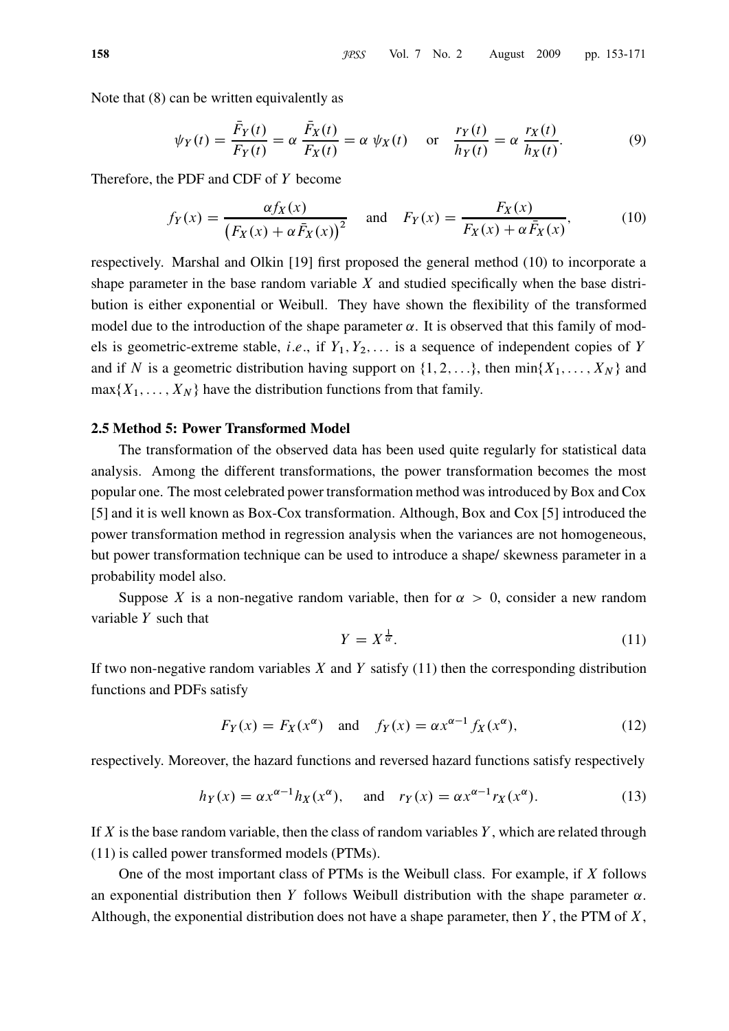Note that (8) can be written equivalently as

$$\psi_Y(t) = \frac{\bar{F}_Y(t)}{F_Y(t)} = \alpha\, \frac{\bar{F}_X(t)}{F_X(t)} = \alpha\, \psi_X(t) \quad \text{or} \quad \frac{r_Y(t)}{h_Y(t)} = \alpha\, \frac{r_X(t)}{h_X(t)}. \tag{9}$$

Therefore, the PDF and CDF of $Y$ become

$$f_Y(x) = \frac{\alpha f_X(x)}{\left(F_X(x) + \alpha \bar{F}_X(x)\right)^2} \quad \text{and} \quad F_Y(x) = \frac{F_X(x)}{F_X(x) + \alpha \bar{F}_X(x)}, \tag{10}$$

respectively. Marshal and Olkin [19] first proposed the general method (10) to incorporate a shape parameter in the base random variable $X$ and studied specifically when the base distribution is either exponential or Weibull. They have shown the flexibility of the transformed model due to the introduction of the shape parameter $\alpha$. It is observed that this family of models is geometric-extreme stable, *i.e.*, if $Y_1, Y_2, \ldots$ is a sequence of independent copies of $Y$ and if $N$ is a geometric distribution having support on $\{1, 2, \ldots\}$, then $\min\{X_1, \ldots, X_N\}$ and $\max\{X_1, \ldots, X_N\}$ have the distribution functions from that family.

### 2.5 Method 5: Power Transformed Model

The transformation of the observed data has been used quite regularly for statistical data analysis. Among the different transformations, the power transformation becomes the most popular one. The most celebrated power transformation method was introduced by Box and Cox [5] and it is well known as Box-Cox transformation. Although, Box and Cox [5] introduced the power transformation method in regression analysis when the variances are not homogeneous, but power transformation technique can be used to introduce a shape/ skewness parameter in a probability model also.

Suppose $X$ is a non-negative random variable, then for $\alpha > 0$, consider a new random variable $Y$ such that

$$Y = X^{\frac{1}{\alpha}}. \tag{11}$$

If two non-negative random variables $X$ and $Y$ satisfy (11) then the corresponding distribution functions and PDFs satisfy

$$F_Y(x) = F_X(x^{\alpha}) \quad \text{and} \quad f_Y(x) = \alpha x^{\alpha-1} f_X(x^{\alpha}), \tag{12}$$

respectively. Moreover, the hazard functions and reversed hazard functions satisfy respectively

$$h_Y(x) = \alpha x^{\alpha-1} h_X(x^{\alpha}), \quad \text{and} \quad r_Y(x) = \alpha x^{\alpha-1} r_X(x^{\alpha}). \tag{13}$$

If $X$ is the base random variable, then the class of random variables $Y$, which are related through (11) is called power transformed models (PTMs).

One of the most important class of PTMs is the Weibull class. For example, if $X$ follows an exponential distribution then $Y$ follows Weibull distribution with the shape parameter $\alpha$. Although, the exponential distribution does not have a shape parameter, then $Y$, the PTM of $X$,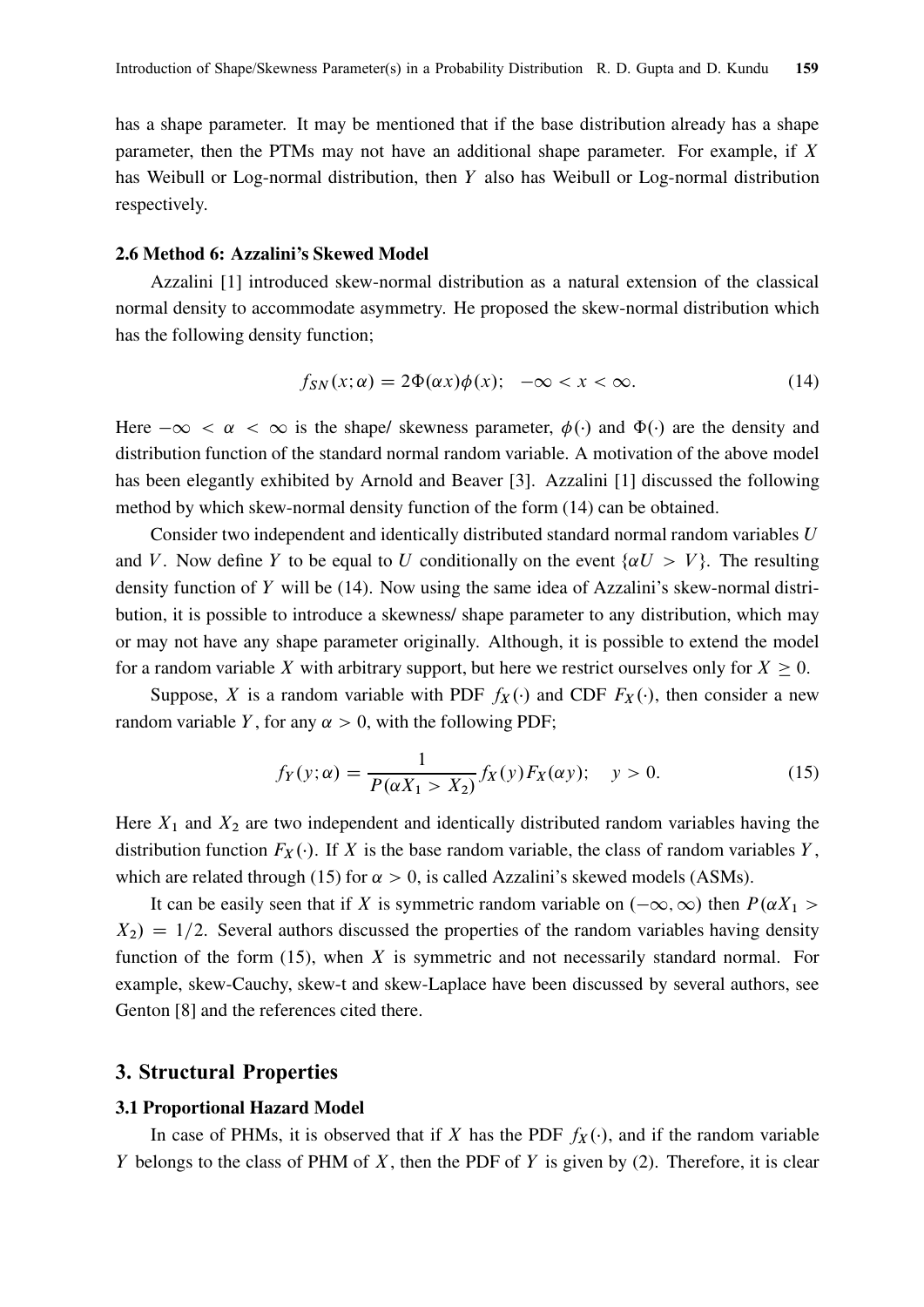has a shape parameter. It may be mentioned that if the base distribution already has a shape parameter, then the PTMs may not have an additional shape parameter. For example, if $X$ has Weibull or Log-normal distribution, then $Y$ also has Weibull or Log-normal distribution respectively.

### 2.6 Method 6: Azzalini's Skewed Model

Azzalini [1] introduced skew-normal distribution as a natural extension of the classical normal density to accommodate asymmetry. He proposed the skew-normal distribution which has the following density function;

$$f_{SN}(x;\alpha) = 2\Phi(\alpha x)\phi(x); \quad -\infty < x < \infty. \tag{14}$$

Here $-\infty < \alpha < \infty$ is the shape/ skewness parameter, $\phi(\cdot)$ and $\Phi(\cdot)$ are the density and distribution function of the standard normal random variable. A motivation of the above model has been elegantly exhibited by Arnold and Beaver [3]. Azzalini [1] discussed the following method by which skew-normal density function of the form (14) can be obtained.

Consider two independent and identically distributed standard normal random variables $U$ and $V$. Now define $Y$ to be equal to $U$ conditionally on the event $\{\alpha U > V\}$. The resulting density function of $Y$ will be (14). Now using the same idea of Azzalini's skew-normal distribution, it is possible to introduce a skewness/ shape parameter to any distribution, which may or may not have any shape parameter originally. Although, it is possible to extend the model for a random variable $X$ with arbitrary support, but here we restrict ourselves only for $X \geq 0$.

Suppose, $X$ is a random variable with PDF $f_X(\cdot)$ and CDF $F_X(\cdot)$, then consider a new random variable $Y$, for any $\alpha > 0$, with the following PDF;

$$f_Y(y;\alpha) = \frac{1}{P(\alpha X_1 > X_2)} f_X(y) F_X(\alpha y); \quad y > 0. \tag{15}$$

Here $X_1$ and $X_2$ are two independent and identically distributed random variables having the distribution function $F_X(\cdot)$. If $X$ is the base random variable, the class of random variables $Y$, which are related through (15) for $\alpha > 0$, is called Azzalini's skewed models (ASMs).

It can be easily seen that if $X$ is symmetric random variable on $(-\infty, \infty)$ then $P(\alpha X_1 > X_2) = 1/2$. Several authors discussed the properties of the random variables having density function of the form (15), when $X$ is symmetric and not necessarily standard normal. For example, skew-Cauchy, skew-t and skew-Laplace have been discussed by several authors, see Genton [8] and the references cited there.

## 3. Structural Properties

### 3.1 Proportional Hazard Model

In case of PHMs, it is observed that if $X$ has the PDF $f_X(\cdot)$, and if the random variable $Y$ belongs to the class of PHM of $X$, then the PDF of $Y$ is given by (2). Therefore, it is clear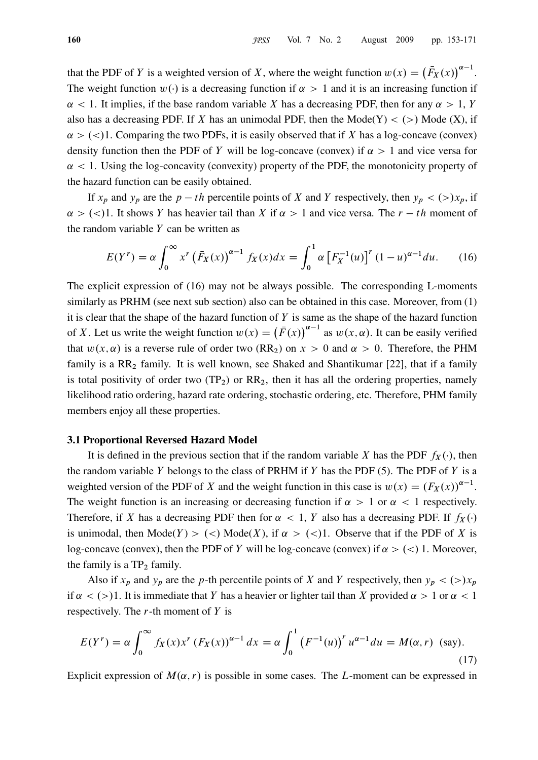that the PDF of $Y$ is a weighted version of $X$, where the weight function $w(x) = \left(\bar{F}_X(x)\right)^{\alpha-1}$. The weight function $w(\cdot)$ is a decreasing function if $\alpha > 1$ and it is an increasing function if $\alpha < 1$. It implies, if the base random variable $X$ has a decreasing PDF, then for any $\alpha > 1$, $Y$ also has a decreasing PDF. If $X$ has an unimodal PDF, then the Mode(Y) $<$ ($>$) Mode (X), if $\alpha > (<) 1$. Comparing the two PDFs, it is easily observed that if $X$ has a log-concave (convex) density function then the PDF of $Y$ will be log-concave (convex) if $\alpha > 1$ and vice versa for $\alpha < 1$. Using the log-concavity (convexity) property of the PDF, the monotonicity property of the hazard function can be easily obtained.

If $x_p$ and $y_p$ are the $p-th$ percentile points of $X$ and $Y$ respectively, then $y_p < (>) x_p$, if $\alpha > (<) 1$. It shows $Y$ has heavier tail than $X$ if $\alpha > 1$ and vice versa. The $r-th$ moment of the random variable $Y$ can be written as

$$E(Y^r) = \alpha \int_0^{\infty} x^r \left(\bar{F}_X(x)\right)^{\alpha-1} f_X(x)dx = \int_0^1 \alpha \left[F_X^{-1}(u)\right]^r (1-u)^{\alpha-1} du. \tag{16}$$

The explicit expression of (16) may not be always possible. The corresponding L-moments similarly as PRHM (see next sub section) also can be obtained in this case. Moreover, from (1) it is clear that the shape of the hazard function of $Y$ is same as the shape of the hazard function of $X$. Let us write the weight function $w(x) = \left(\bar{F}(x)\right)^{\alpha-1}$ as $w(x, \alpha)$. It can be easily verified that $w(x, \alpha)$ is a reverse rule of order two ($RR_2$) on $x > 0$ and $\alpha > 0$. Therefore, the PHM family is a $RR_2$ family. It is well known, see Shaked and Shantikumar [22], that if a family is total positivity of order two ($TP_2$) or $RR_2$, then it has all the ordering properties, namely likelihood ratio ordering, hazard rate ordering, stochastic ordering, etc. Therefore, PHM family members enjoy all these properties.

### 3.1 Proportional Reversed Hazard Model

It is defined in the previous section that if the random variable $X$ has the PDF $f_X(\cdot)$, then the random variable $Y$ belongs to the class of PRHM if $Y$ has the PDF (5). The PDF of $Y$ is a weighted version of the PDF of $X$ and the weight function in this case is $w(x) = (F_X(x))^{\alpha-1}$. The weight function is an increasing or decreasing function if $\alpha > 1$ or $\alpha < 1$ respectively. Therefore, if $X$ has a decreasing PDF then for $\alpha < 1$, $Y$ also has a decreasing PDF. If $f_X(\cdot)$ is unimodal, then Mode($Y$) $>$ ($<$) Mode($X$), if $\alpha > (<) 1$. Observe that if the PDF of $X$ is log-concave (convex), then the PDF of $Y$ will be log-concave (convex) if $\alpha > (<) 1$. Moreover, the family is a $TP_2$ family.

Also if $x_p$ and $y_p$ are the $p$-th percentile points of $X$ and $Y$ respectively, then $y_p < (>) x_p$ if $\alpha < (>) 1$. It is immediate that $Y$ has a heavier or lighter tail than $X$ provided $\alpha > 1$ or $\alpha < 1$ respectively. The $r$-th moment of $Y$ is

$$E(Y^r) = \alpha \int_0^{\infty} f_X(x) x^r \left(F_X(x)\right)^{\alpha-1} dx = \alpha \int_0^1 \left(F^{-1}(u)\right)^r u^{\alpha-1} du = M(\alpha, r) \text{ (say)}. \tag{17}$$

Explicit expression of $M(\alpha, r)$ is possible in some cases. The $L$-moment can be expressed in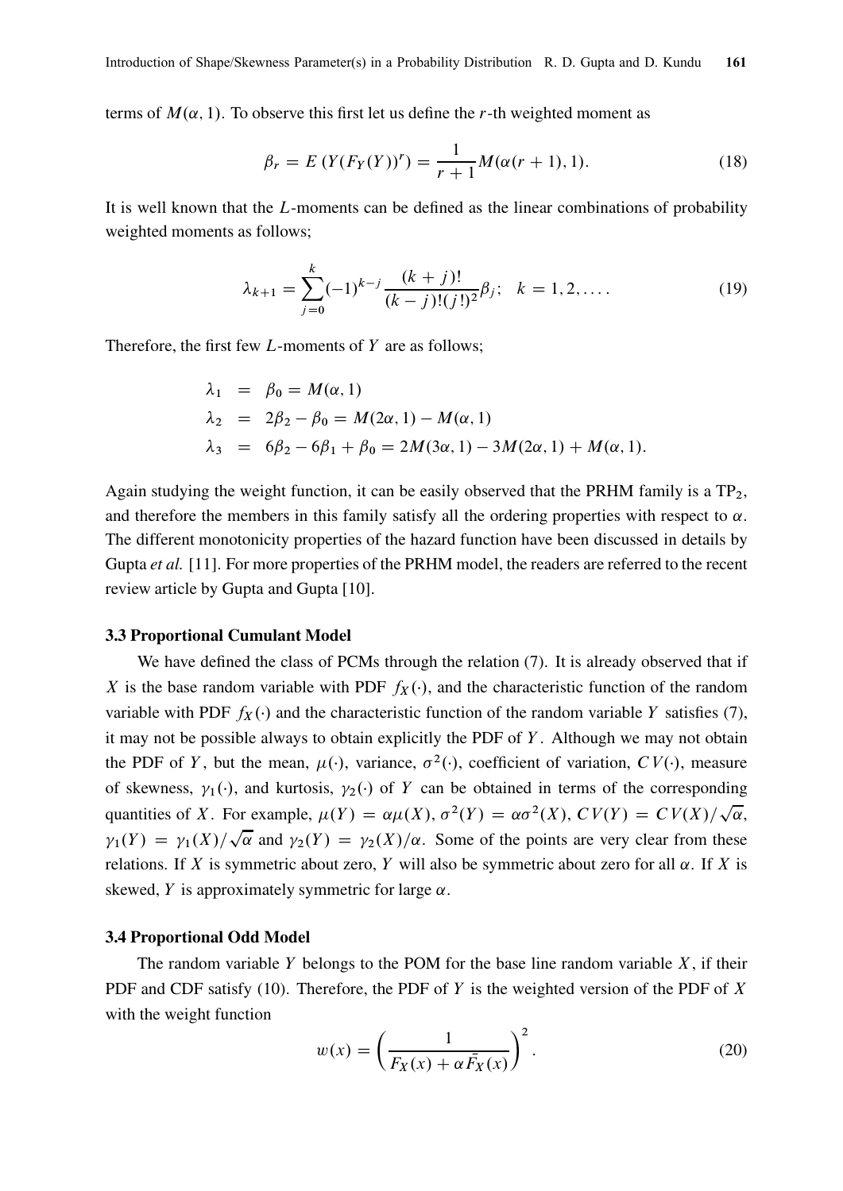terms of $M(\alpha, 1)$. To observe this first let us define the $r$-th weighted moment as

$$\beta_r = E\left(Y(F_Y(Y))^r\right) = \frac{1}{r+1} M(\alpha(r+1), 1). \tag{18}$$

It is well known that the $L$-moments can be defined as the linear combinations of probability weighted moments as follows;

$$\lambda_{k+1} = \sum_{j=0}^{k} (-1)^{k-j} \frac{(k+j)!}{(k-j)!(j!)^2} \beta_j; \quad k = 1, 2, \ldots. \tag{19}$$

Therefore, the first few $L$-moments of $Y$ are as follows;

$$\begin{aligned}
\lambda_1 &= \beta_0 = M(\alpha, 1) \\
\lambda_2 &= 2\beta_2 - \beta_0 = M(2\alpha, 1) - M(\alpha, 1) \\
\lambda_3 &= 6\beta_2 - 6\beta_1 + \beta_0 = 2M(3\alpha, 1) - 3M(2\alpha, 1) + M(\alpha, 1).
\end{aligned}$$

Again studying the weight function, it can be easily observed that the PRHM family is a $TP_2$, and therefore the members in this family satisfy all the ordering properties with respect to $\alpha$. The different monotonicity properties of the hazard function have been discussed in details by Gupta *et al.* [11]. For more properties of the PRHM model, the readers are referred to the recent review article by Gupta and Gupta [10].

### 3.3 Proportional Cumulant Model

We have defined the class of PCMs through the relation (7). It is already observed that if $X$ is the base random variable with PDF $f_X(\cdot)$, and the characteristic function of the random variable with PDF $f_X(\cdot)$ and the characteristic function of the random variable $Y$ satisfies (7), it may not be possible always to obtain explicitly the PDF of $Y$. Although we may not obtain the PDF of $Y$, but the mean, $\mu(\cdot)$, variance, $\sigma^2(\cdot)$, coefficient of variation, $CV(\cdot)$, measure of skewness, $\gamma_1(\cdot)$, and kurtosis, $\gamma_2(\cdot)$ of $Y$ can be obtained in terms of the corresponding quantities of $X$. For example, $\mu(Y) = \alpha\mu(X)$, $\sigma^2(Y) = \alpha\sigma^2(X)$, $CV(Y) = CV(X)/\sqrt{\alpha}$, $\gamma_1(Y) = \gamma_1(X)/\sqrt{\alpha}$ and $\gamma_2(Y) = \gamma_2(X)/\alpha$. Some of the points are very clear from these relations. If $X$ is symmetric about zero, $Y$ will also be symmetric about zero for all $\alpha$. If $X$ is skewed, $Y$ is approximately symmetric for large $\alpha$.

### 3.4 Proportional Odd Model

The random variable $Y$ belongs to the POM for the base line random variable $X$, if their PDF and CDF satisfy (10). Therefore, the PDF of $Y$ is the weighted version of the PDF of $X$ with the weight function

$$w(x) = \left(\frac{1}{F_X(x) + \alpha \bar{F}_X(x)}\right)^2. \tag{20}$$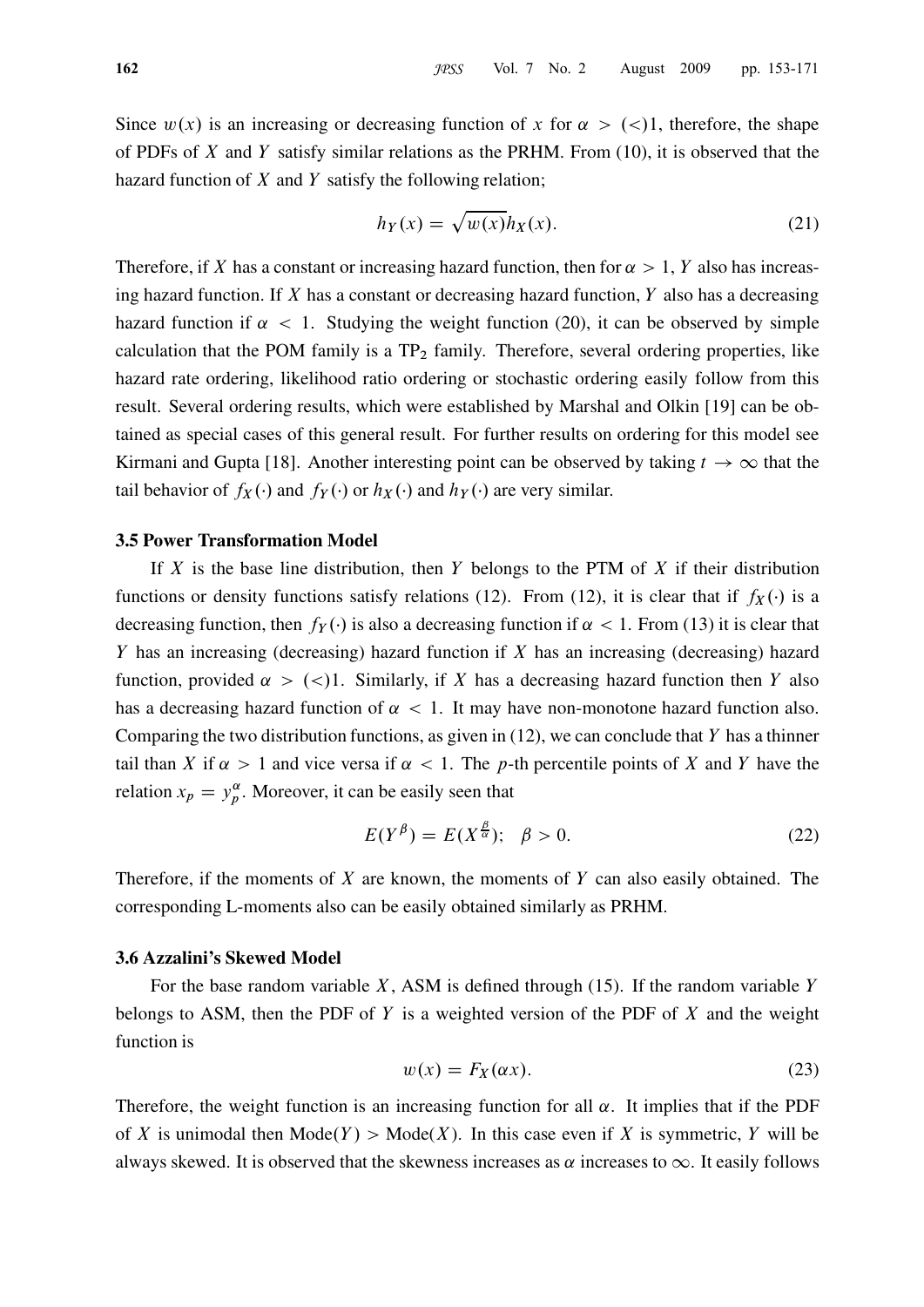Since $w(x)$ is an increasing or decreasing function of $x$ for $\alpha > (<)1$, therefore, the shape of PDFs of $X$ and $Y$ satisfy similar relations as the PRHM. From (10), it is observed that the hazard function of $X$ and $Y$ satisfy the following relation;

$$h_Y(x) = \sqrt{w(x)}h_X(x). \tag{21}$$

Therefore, if $X$ has a constant or increasing hazard function, then for $\alpha > 1$, $Y$ also has increasing hazard function. If $X$ has a constant or decreasing hazard function, $Y$ also has a decreasing hazard function if $\alpha < 1$. Studying the weight function (20), it can be observed by simple calculation that the POM family is a $\text{TP}_2$ family. Therefore, several ordering properties, like hazard rate ordering, likelihood ratio ordering or stochastic ordering easily follow from this result. Several ordering results, which were established by Marshal and Olkin [19] can be obtained as special cases of this general result. For further results on ordering for this model see Kirmani and Gupta [18]. Another interesting point can be observed by taking $t \to \infty$ that the tail behavior of $f_X(\cdot)$ and $f_Y(\cdot)$ or $h_X(\cdot)$ and $h_Y(\cdot)$ are very similar.

### 3.5 Power Transformation Model

If $X$ is the base line distribution, then $Y$ belongs to the PTM of $X$ if their distribution functions or density functions satisfy relations (12). From (12), it is clear that if $f_X(\cdot)$ is a decreasing function, then $f_Y(\cdot)$ is also a decreasing function if $\alpha < 1$. From (13) it is clear that $Y$ has an increasing (decreasing) hazard function if $X$ has an increasing (decreasing) hazard function, provided $\alpha > (<)1$. Similarly, if $X$ has a decreasing hazard function then $Y$ also has a decreasing hazard function of $\alpha < 1$. It may have non-monotone hazard function also. Comparing the two distribution functions, as given in (12), we can conclude that $Y$ has a thinner tail than $X$ if $\alpha > 1$ and vice versa if $\alpha < 1$. The $p$-th percentile points of $X$ and $Y$ have the relation $x_p = y_p^{\alpha}$. Moreover, it can be easily seen that

$$E(Y^{\beta}) = E(X^{\frac{\beta}{\alpha}}); \quad \beta > 0. \tag{22}$$

Therefore, if the moments of $X$ are known, the moments of $Y$ can also easily obtained. The corresponding L-moments also can be easily obtained similarly as PRHM.

### 3.6 Azzalini's Skewed Model

For the base random variable $X$, ASM is defined through (15). If the random variable $Y$ belongs to ASM, then the PDF of $Y$ is a weighted version of the PDF of $X$ and the weight function is

$$w(x) = F_X(\alpha x). \tag{23}$$

Therefore, the weight function is an increasing function for all $\alpha$. It implies that if the PDF of $X$ is unimodal then $\text{Mode}(Y) > \text{Mode}(X)$. In this case even if $X$ is symmetric, $Y$ will be always skewed. It is observed that the skewness increases as $\alpha$ increases to $\infty$. It easily follows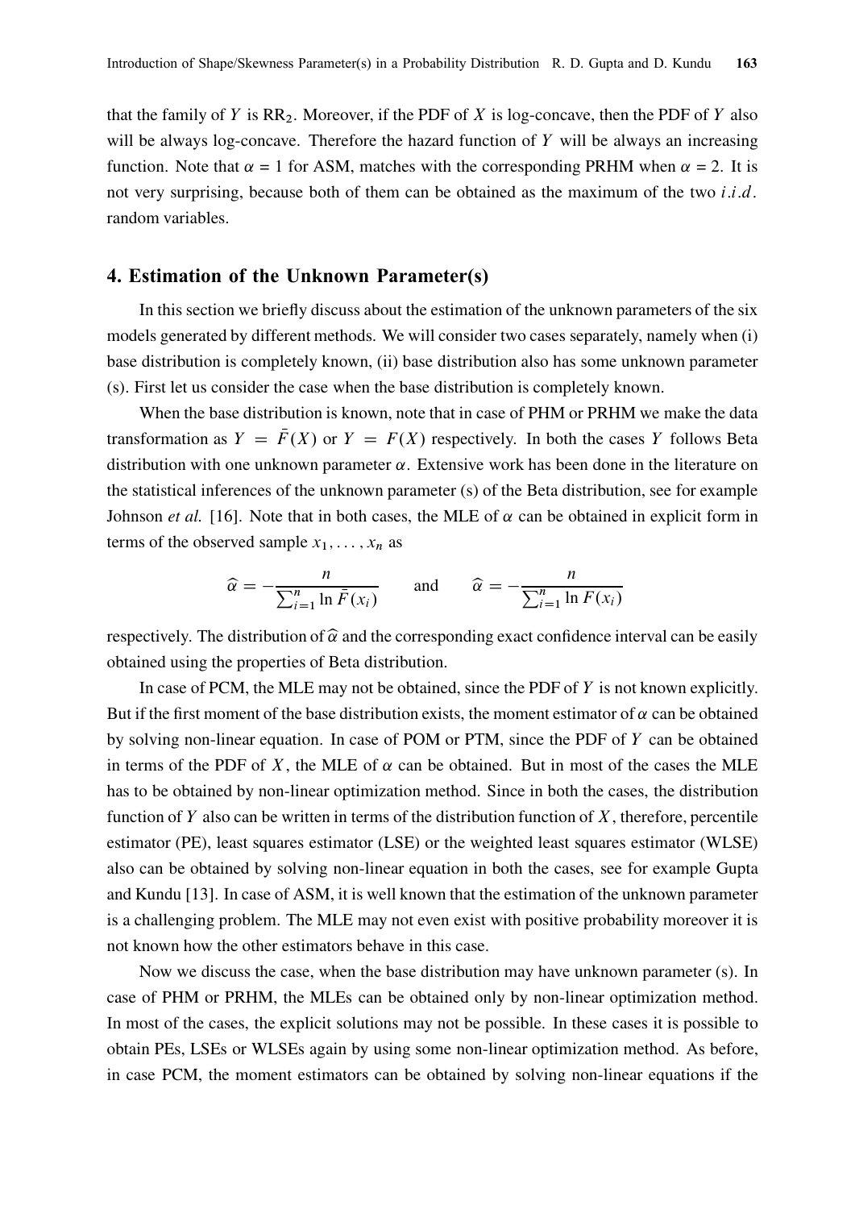that the family of $Y$ is $RR_2$. Moreover, if the PDF of $X$ is log-concave, then the PDF of $Y$ also will be always log-concave. Therefore the hazard function of $Y$ will be always an increasing function. Note that $\alpha = 1$ for ASM, matches with the corresponding PRHM when $\alpha = 2$. It is not very surprising, because both of them can be obtained as the maximum of the two $i.i.d.$ random variables.

## 4. Estimation of the Unknown Parameter(s)

In this section we briefly discuss about the estimation of the unknown parameters of the six models generated by different methods. We will consider two cases separately, namely when (i) base distribution is completely known, (ii) base distribution also has some unknown parameter (s). First let us consider the case when the base distribution is completely known.

When the base distribution is known, note that in case of PHM or PRHM we make the data transformation as $Y = \bar{F}(X)$ or $Y = F(X)$ respectively. In both the cases $Y$ follows Beta distribution with one unknown parameter $\alpha$. Extensive work has been done in the literature on the statistical inferences of the unknown parameter (s) of the Beta distribution, see for example Johnson *et al.* [16]. Note that in both cases, the MLE of $\alpha$ can be obtained in explicit form in terms of the observed sample $x_1, \ldots, x_n$ as

$$\widehat{\alpha} = -\frac{n}{\sum_{i=1}^{n} \ln \bar{F}(x_i)} \qquad \text{and} \qquad \widehat{\alpha} = -\frac{n}{\sum_{i=1}^{n} \ln F(x_i)}$$

respectively. The distribution of $\widehat{\alpha}$ and the corresponding exact confidence interval can be easily obtained using the properties of Beta distribution.

In case of PCM, the MLE may not be obtained, since the PDF of $Y$ is not known explicitly. But if the first moment of the base distribution exists, the moment estimator of $\alpha$ can be obtained by solving non-linear equation. In case of POM or PTM, since the PDF of $Y$ can be obtained in terms of the PDF of $X$, the MLE of $\alpha$ can be obtained. But in most of the cases the MLE has to be obtained by non-linear optimization method. Since in both the cases, the distribution function of $Y$ also can be written in terms of the distribution function of $X$, therefore, percentile estimator (PE), least squares estimator (LSE) or the weighted least squares estimator (WLSE) also can be obtained by solving non-linear equation in both the cases, see for example Gupta and Kundu [13]. In case of ASM, it is well known that the estimation of the unknown parameter is a challenging problem. The MLE may not even exist with positive probability moreover it is not known how the other estimators behave in this case.

Now we discuss the case, when the base distribution may have unknown parameter (s). In case of PHM or PRHM, the MLEs can be obtained only by non-linear optimization method. In most of the cases, the explicit solutions may not be possible. In these cases it is possible to obtain PEs, LSEs or WLSEs again by using some non-linear optimization method. As before, in case PCM, the moment estimators can be obtained by solving non-linear equations if the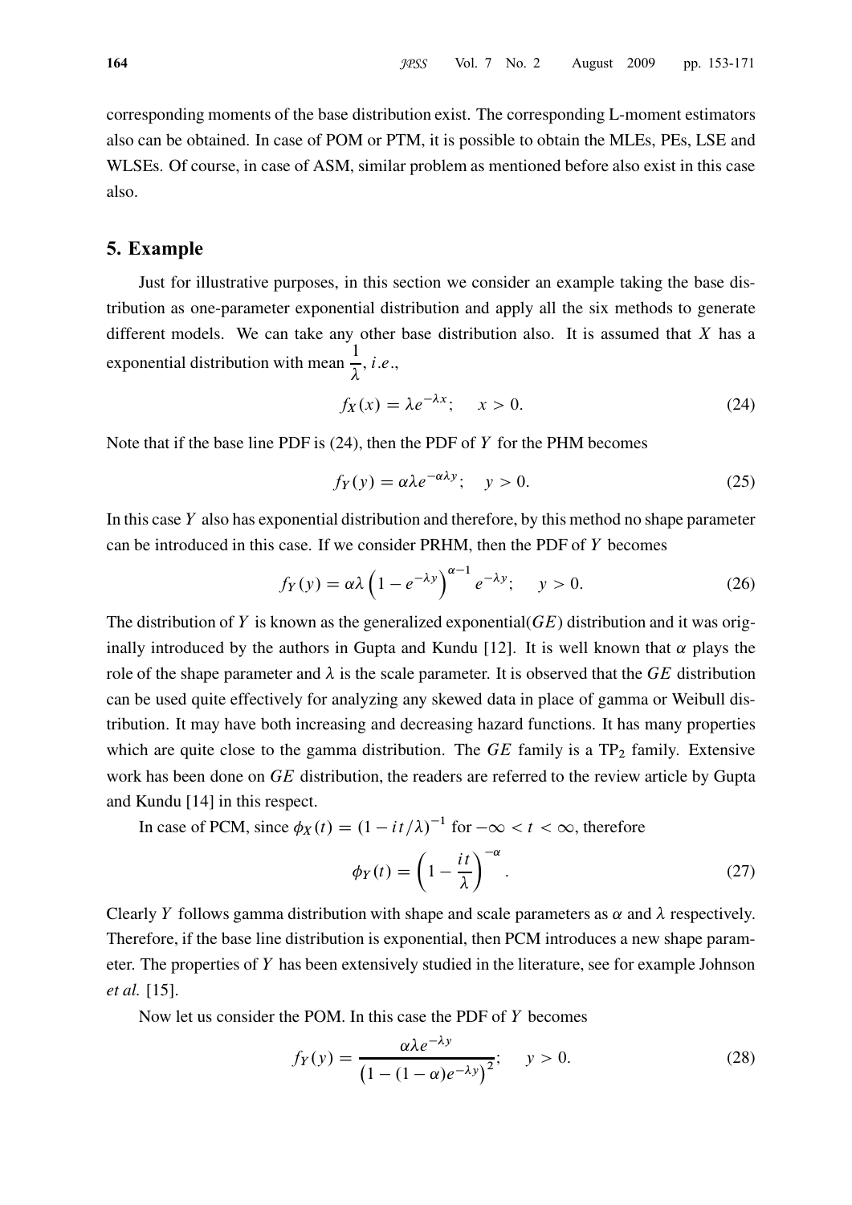corresponding moments of the base distribution exist. The corresponding L-moment estimators also can be obtained. In case of POM or PTM, it is possible to obtain the MLEs, PEs, LSE and WLSEs. Of course, in case of ASM, similar problem as mentioned before also exist in this case also.

## 5. Example

Just for illustrative purposes, in this section we consider an example taking the base distribution as one-parameter exponential distribution and apply all the six methods to generate different models. We can take any other base distribution also. It is assumed that $X$ has a exponential distribution with mean $\frac{1}{\lambda}$, *i.e.*,

$$f_X(x) = \lambda e^{-\lambda x}; \quad x > 0. \tag{24}$$

Note that if the base line PDF is (24), then the PDF of $Y$ for the PHM becomes

$$f_Y(y) = \alpha\lambda e^{-\alpha\lambda y}; \quad y > 0. \tag{25}$$

In this case $Y$ also has exponential distribution and therefore, by this method no shape parameter can be introduced in this case. If we consider PRHM, then the PDF of $Y$ becomes

$$f_Y(y) = \alpha\lambda \left(1 - e^{-\lambda y}\right)^{\alpha - 1} e^{-\lambda y}; \quad y > 0. \tag{26}$$

The distribution of $Y$ is known as the generalized exponential($GE$) distribution and it was originally introduced by the authors in Gupta and Kundu [12]. It is well known that $\alpha$ plays the role of the shape parameter and $\lambda$ is the scale parameter. It is observed that the $GE$ distribution can be used quite effectively for analyzing any skewed data in place of gamma or Weibull distribution. It may have both increasing and decreasing hazard functions. It has many properties which are quite close to the gamma distribution. The $GE$ family is a $\text{TP}_2$ family. Extensive work has been done on $GE$ distribution, the readers are referred to the review article by Gupta and Kundu [14] in this respect.

In case of PCM, since $\phi_X(t) = (1 - it/\lambda)^{-1}$ for $-\infty < t < \infty$, therefore

$$\phi_Y(t) = \left(1 - \frac{it}{\lambda}\right)^{-\alpha}. \tag{27}$$

Clearly $Y$ follows gamma distribution with shape and scale parameters as $\alpha$ and $\lambda$ respectively. Therefore, if the base line distribution is exponential, then PCM introduces a new shape parameter. The properties of $Y$ has been extensively studied in the literature, see for example Johnson *et al.* [15].

Now let us consider the POM. In this case the PDF of $Y$ becomes

$$f_Y(y) = \frac{\alpha\lambda e^{-\lambda y}}{\left(1 - (1-\alpha)e^{-\lambda y}\right)^2}; \quad y > 0. \tag{28}$$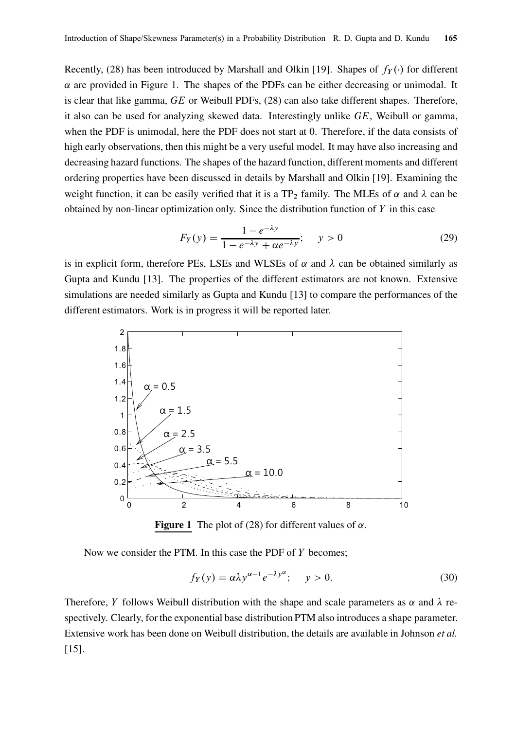Recently, (28) has been introduced by Marshall and Olkin [19]. Shapes of $f_Y(\cdot)$ for different $\alpha$ are provided in Figure 1. The shapes of the PDFs can be either decreasing or unimodal. It is clear that like gamma, $GE$ or Weibull PDFs, (28) can also take different shapes. Therefore, it also can be used for analyzing skewed data. Interestingly unlike $GE$, Weibull or gamma, when the PDF is unimodal, here the PDF does not start at 0. Therefore, if the data consists of high early observations, then this might be a very useful model. It may have also increasing and decreasing hazard functions. The shapes of the hazard function, different moments and different ordering properties have been discussed in details by Marshall and Olkin [19]. Examining the weight function, it can be easily verified that it is a $TP_2$ family. The MLEs of $\alpha$ and $\lambda$ can be obtained by non-linear optimization only. Since the distribution function of $Y$ in this case

$$F_Y(y) = \frac{1 - e^{-\lambda y}}{1 - e^{-\lambda y} + \alpha e^{-\lambda y}}; \quad y > 0 \tag{29}$$

is in explicit form, therefore PEs, LSEs and WLSEs of $\alpha$ and $\lambda$ can be obtained similarly as Gupta and Kundu [13]. The properties of the different estimators are not known. Extensive simulations are needed similarly as Gupta and Kundu [13] to compare the performances of the different estimators. Work is in progress it will be reported later.

**Figure 1** The plot of (28) for different values of $\alpha$.

Now we consider the PTM. In this case the PDF of $Y$ becomes;

$$f_Y(y) = \alpha \lambda y^{\alpha - 1} e^{-\lambda y^{\alpha}}; \quad y > 0. \tag{30}$$

Therefore, $Y$ follows Weibull distribution with the shape and scale parameters as $\alpha$ and $\lambda$ respectively. Clearly, for the exponential base distribution PTM also introduces a shape parameter. Extensive work has been done on Weibull distribution, the details are available in Johnson *et al.* [15].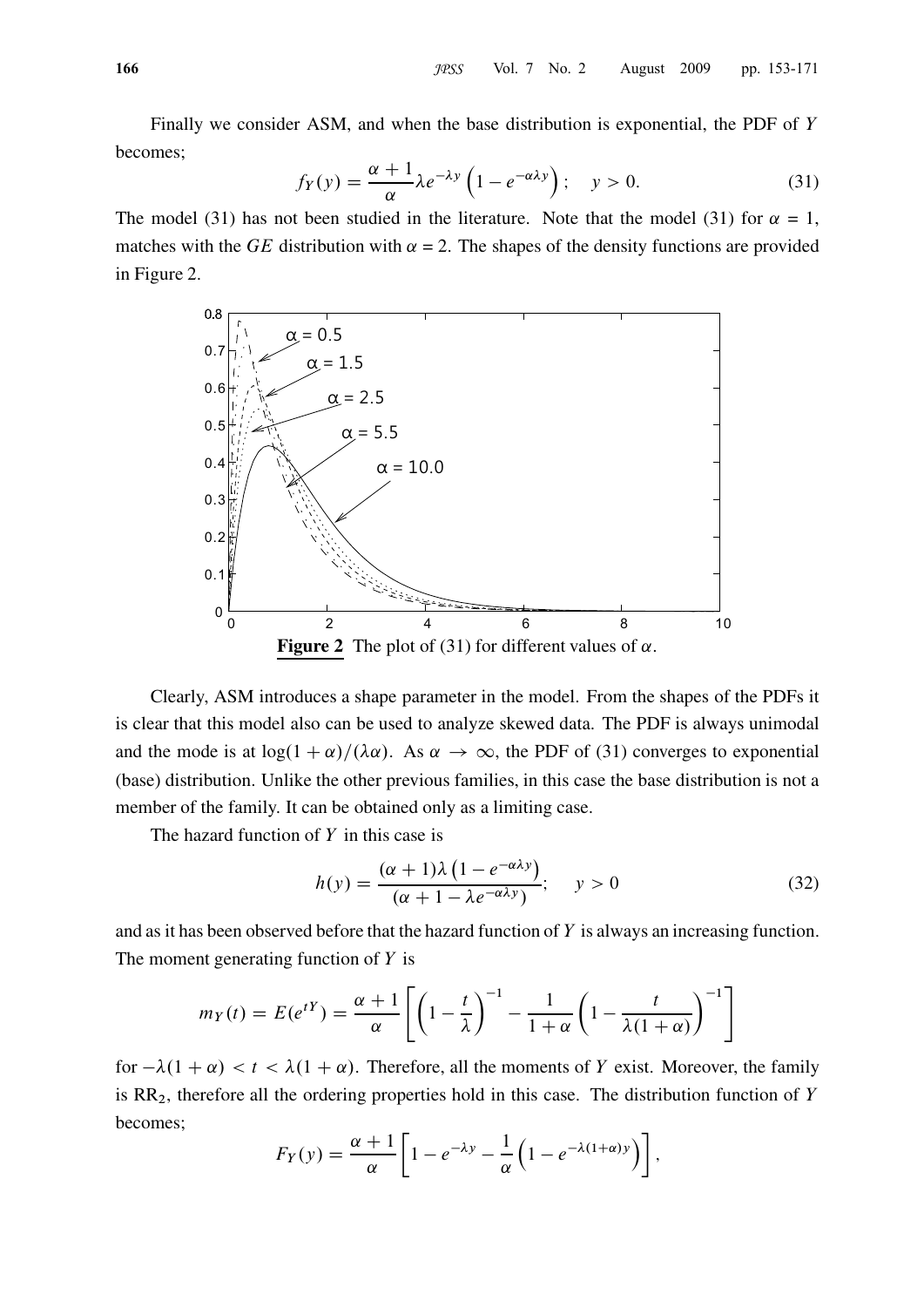Finally we consider ASM, and when the base distribution is exponential, the PDF of $Y$ becomes;

$$f_Y(y) = \frac{\alpha+1}{\alpha}\lambda e^{-\lambda y}\left(1 - e^{-\alpha\lambda y}\right); \quad y > 0. \tag{31}$$

The model (31) has not been studied in the literature. Note that the model (31) for $\alpha = 1$, matches with the $GE$ distribution with $\alpha = 2$. The shapes of the density functions are provided in Figure 2.

**Figure 2** The plot of (31) for different values of $\alpha$.

Clearly, ASM introduces a shape parameter in the model. From the shapes of the PDFs it is clear that this model also can be used to analyze skewed data. The PDF is always unimodal and the mode is at $\log(1+\alpha)/(\lambda\alpha)$. As $\alpha \to \infty$, the PDF of (31) converges to exponential (base) distribution. Unlike the other previous families, in this case the base distribution is not a member of the family. It can be obtained only as a limiting case.

The hazard function of $Y$ in this case is

$$h(y) = \frac{(\alpha+1)\lambda\left(1 - e^{-\alpha\lambda y}\right)}{(\alpha + 1 - \lambda e^{-\alpha\lambda y})}; \quad y > 0 \tag{32}$$

and as it has been observed before that the hazard function of $Y$ is always an increasing function. The moment generating function of $Y$ is

$$m_Y(t) = E(e^{tY}) = \frac{\alpha+1}{\alpha}\left[\left(1 - \frac{t}{\lambda}\right)^{-1} - \frac{1}{1+\alpha}\left(1 - \frac{t}{\lambda(1+\alpha)}\right)^{-1}\right]$$

for $-\lambda(1+\alpha) < t < \lambda(1+\alpha)$. Therefore, all the moments of $Y$ exist. Moreover, the family is $\text{RR}_2$, therefore all the ordering properties hold in this case. The distribution function of $Y$ becomes;

$$F_Y(y) = \frac{\alpha+1}{\alpha}\left[1 - e^{-\lambda y} - \frac{1}{\alpha}\left(1 - e^{-\lambda(1+\alpha)y}\right)\right],$$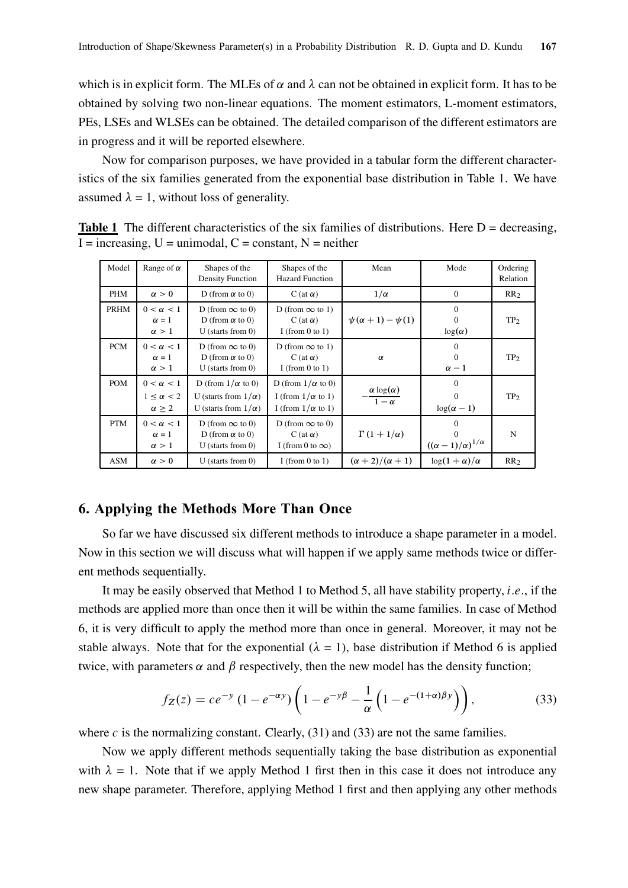which is in explicit form. The MLEs of $\alpha$ and $\lambda$ can not be obtained in explicit form. It has to be obtained by solving two non-linear equations. The moment estimators, L-moment estimators, PEs, LSEs and WLSEs can be obtained. The detailed comparison of the different estimators are in progress and it will be reported elsewhere.

Now for comparison purposes, we have provided in a tabular form the different characteristics of the six families generated from the exponential base distribution in Table 1. We have assumed $\lambda = 1$, without loss of generality.

**Table 1** The different characteristics of the six families of distributions. Here D = decreasing, I = increasing, U = unimodal, C = constant, N = neither

| Model | Range of $\alpha$ | Shapes of the Density Function | Shapes of the Hazard Function | Mean | Mode | Ordering Relation |
|---|---|---|---|---|---|---|
| PHM | $\alpha > 0$ | D (from $\alpha$ to 0) | C (at $\alpha$) | $1/\alpha$ | 0 | $RR_2$ |
| PRHM | $0 < \alpha < 1$<br>$\alpha = 1$<br>$\alpha > 1$ | D (from $\infty$ to 0)<br>D (from $\alpha$ to 0)<br>U (starts from 0) | D (from $\infty$ to 1)<br>C (at $\alpha$)<br>I (from 0 to 1) | $\psi(\alpha+1) - \psi(1)$ | 0<br>0<br>$\log(\alpha)$ | $TP_2$ |
| PCM | $0 < \alpha < 1$<br>$\alpha = 1$<br>$\alpha > 1$ | D (from $\infty$ to 0)<br>D (from $\alpha$ to 0)<br>U (starts from 0) | D (from $\infty$ to 1)<br>C (at $\alpha$)<br>I (from 0 to 1) | $\alpha$ | 0<br>0<br>$\alpha - 1$ | $TP_2$ |
| POM | $0 < \alpha < 1$<br>$1 \leq \alpha < 2$<br>$\alpha \geq 2$ | D (from $1/\alpha$ to 0)<br>U (starts from $1/\alpha$)<br>U (starts from $1/\alpha$) | D (from $1/\alpha$ to 0)<br>I (from $1/\alpha$ to 1)<br>I (from $1/\alpha$ to 1) | $-\dfrac{\alpha \log(\alpha)}{1-\alpha}$ | 0<br>0<br>$\log(\alpha - 1)$ | $TP_2$ |
| PTM | $0 < \alpha < 1$<br>$\alpha = 1$<br>$\alpha > 1$ | D (from $\infty$ to 0)<br>D (from $\alpha$ to 0)<br>U (starts from 0) | D (from $\infty$ to 0)<br>C (at $\alpha$)<br>I (from 0 to $\infty$) | $\Gamma(1 + 1/\alpha)$ | 0<br>0<br>$((\alpha-1)/\alpha)^{1/\alpha}$ | N |
| ASM | $\alpha > 0$ | U (starts from 0) | I (from 0 to 1) | $(\alpha+2)/(\alpha+1)$ | $\log(1+\alpha)/\alpha$ | $RR_2$ |

## 6. Applying the Methods More Than Once

So far we have discussed six different methods to introduce a shape parameter in a model. Now in this section we will discuss what will happen if we apply same methods twice or different methods sequentially.

It may be easily observed that Method 1 to Method 5, all have stability property, *i.e.*, if the methods are applied more than once then it will be within the same families. In case of Method 6, it is very difficult to apply the method more than once in general. Moreover, it may not be stable always. Note that for the exponential ($\lambda = 1$), base distribution if Method 6 is applied twice, with parameters $\alpha$ and $\beta$ respectively, then the new model has the density function;

$$f_Z(z) = ce^{-y}\left(1 - e^{-\alpha y}\right)\left(1 - e^{-y\beta} - \frac{1}{\alpha}\left(1 - e^{-(1+\alpha)\beta y}\right)\right), \tag{33}$$

where $c$ is the normalizing constant. Clearly, (31) and (33) are not the same families.

Now we apply different methods sequentially taking the base distribution as exponential with $\lambda = 1$. Note that if we apply Method 1 first then in this case it does not introduce any new shape parameter. Therefore, applying Method 1 first and then applying any other methods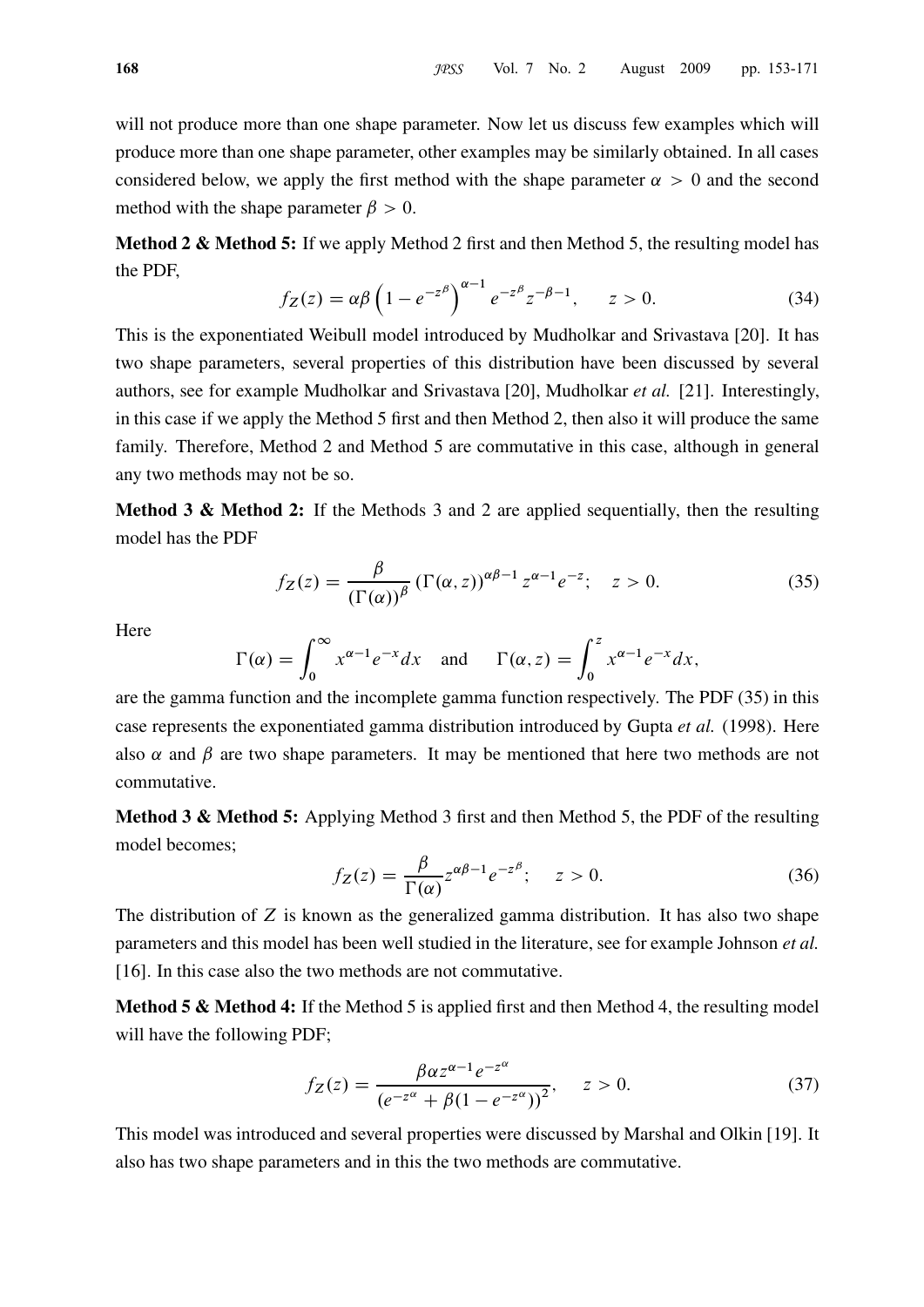will not produce more than one shape parameter. Now let us discuss few examples which will produce more than one shape parameter, other examples may be similarly obtained. In all cases considered below, we apply the first method with the shape parameter $\alpha > 0$ and the second method with the shape parameter $\beta > 0$.

**Method 2 & Method 5:** If we apply Method 2 first and then Method 5, the resulting model has the PDF,

$$f_Z(z) = \alpha\beta \left(1 - e^{-z^{\beta}}\right)^{\alpha-1} e^{-z^{\beta}} z^{-\beta-1}, \qquad z > 0. \tag{34}$$

This is the exponentiated Weibull model introduced by Mudholkar and Srivastava [20]. It has two shape parameters, several properties of this distribution have been discussed by several authors, see for example Mudholkar and Srivastava [20], Mudholkar *et al.* [21]. Interestingly, in this case if we apply the Method 5 first and then Method 2, then also it will produce the same family. Therefore, Method 2 and Method 5 are commutative in this case, although in general any two methods may not be so.

**Method 3 & Method 2:** If the Methods 3 and 2 are applied sequentially, then the resulting model has the PDF

$$f_Z(z) = \frac{\beta}{(\Gamma(\alpha))^{\beta}} \left(\Gamma(\alpha, z)\right)^{\alpha\beta-1} z^{\alpha-1} e^{-z}; \quad z > 0. \tag{35}$$

Here

$$\Gamma(\alpha) = \int_0^{\infty} x^{\alpha-1} e^{-x} dx \quad \text{and} \quad \Gamma(\alpha, z) = \int_0^{z} x^{\alpha-1} e^{-x} dx,$$

are the gamma function and the incomplete gamma function respectively. The PDF (35) in this case represents the exponentiated gamma distribution introduced by Gupta *et al.* (1998). Here also $\alpha$ and $\beta$ are two shape parameters. It may be mentioned that here two methods are not commutative.

**Method 3 & Method 5:** Applying Method 3 first and then Method 5, the PDF of the resulting model becomes;

$$f_Z(z) = \frac{\beta}{\Gamma(\alpha)} z^{\alpha\beta-1} e^{-z^{\beta}}; \quad z > 0. \tag{36}$$

The distribution of $Z$ is known as the generalized gamma distribution. It has also two shape parameters and this model has been well studied in the literature, see for example Johnson *et al.* [16]. In this case also the two methods are not commutative.

**Method 5 & Method 4:** If the Method 5 is applied first and then Method 4, the resulting model will have the following PDF;

$$f_Z(z) = \frac{\beta\alpha z^{\alpha-1} e^{-z^{\alpha}}}{\left(e^{-z^{\alpha}} + \beta(1 - e^{-z^{\alpha}})\right)^2}, \quad z > 0. \tag{37}$$

This model was introduced and several properties were discussed by Marshal and Olkin [19]. It also has two shape parameters and in this the two methods are commutative.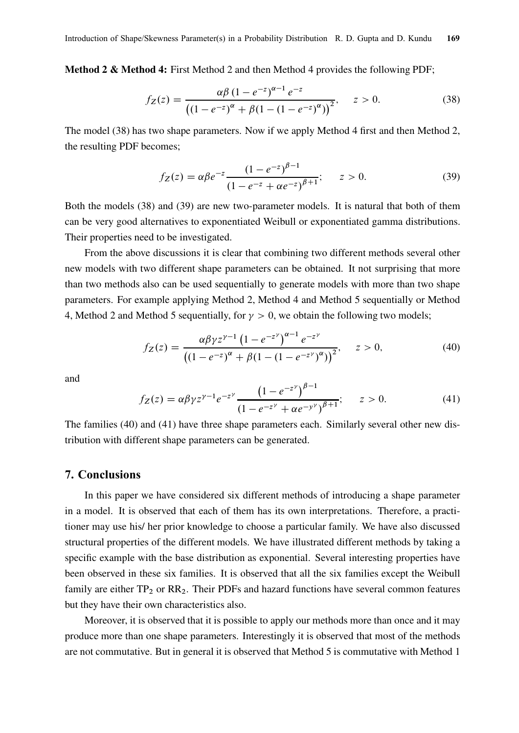**Method 2 & Method 4:** First Method 2 and then Method 4 provides the following PDF;

$$f_Z(z) = \frac{\alpha\beta \left(1 - e^{-z}\right)^{\alpha-1} e^{-z}}{\left((1 - e^{-z})^{\alpha} + \beta(1 - (1 - e^{-z})^{\alpha})\right)^2}, \quad z > 0. \tag{38}$$

The model (38) has two shape parameters. Now if we apply Method 4 first and then Method 2, the resulting PDF becomes;

$$f_Z(z) = \alpha\beta e^{-z} \frac{(1 - e^{-z})^{\beta-1}}{(1 - e^{-z} + \alpha e^{-z})^{\beta+1}}; \quad z > 0. \tag{39}$$

Both the models (38) and (39) are new two-parameter models. It is natural that both of them can be very good alternatives to exponentiated Weibull or exponentiated gamma distributions. Their properties need to be investigated.

From the above discussions it is clear that combining two different methods several other new models with two different shape parameters can be obtained. It not surprising that more than two methods also can be used sequentially to generate models with more than two shape parameters. For example applying Method 2, Method 4 and Method 5 sequentially or Method 4, Method 2 and Method 5 sequentially, for $\gamma > 0$, we obtain the following two models;

$$f_Z(z) = \frac{\alpha\beta\gamma z^{\gamma-1} \left(1 - e^{-z^{\gamma}}\right)^{\alpha-1} e^{-z^{\gamma}}}{\left((1 - e^{-z})^{\alpha} + \beta(1 - (1 - e^{-z^{\gamma}})^{\alpha})\right)^2}, \quad z > 0, \tag{40}$$

and

$$f_Z(z) = \alpha\beta\gamma z^{\gamma-1} e^{-z^{\gamma}} \frac{\left(1 - e^{-z^{\gamma}}\right)^{\beta-1}}{(1 - e^{-z^{\gamma}} + \alpha e^{-y^{\gamma}})^{\beta+1}}; \quad z > 0. \tag{41}$$

The families (40) and (41) have three shape parameters each. Similarly several other new distribution with different shape parameters can be generated.

## 7. Conclusions

In this paper we have considered six different methods of introducing a shape parameter in a model. It is observed that each of them has its own interpretations. Therefore, a practitioner may use his/ her prior knowledge to choose a particular family. We have also discussed structural properties of the different models. We have illustrated different methods by taking a specific example with the base distribution as exponential. Several interesting properties have been observed in these six families. It is observed that all the six families except the Weibull family are either $TP_2$ or $RR_2$. Their PDFs and hazard functions have several common features but they have their own characteristics also.

Moreover, it is observed that it is possible to apply our methods more than once and it may produce more than one shape parameters. Interestingly it is observed that most of the methods are not commutative. But in general it is observed that Method 5 is commutative with Method 1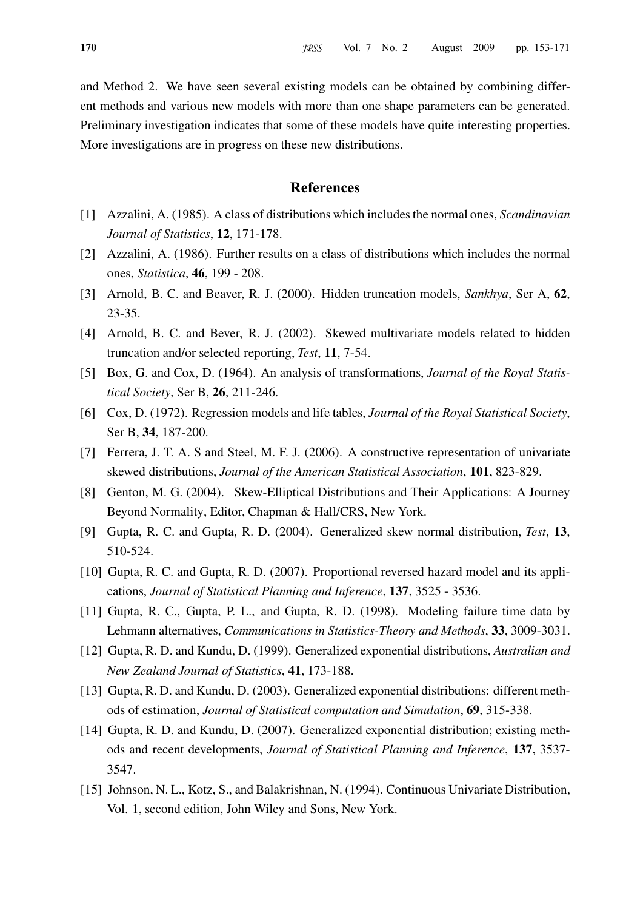and Method 2. We have seen several existing models can be obtained by combining different methods and various new models with more than one shape parameters can be generated. Preliminary investigation indicates that some of these models have quite interesting properties. More investigations are in progress on these new distributions.

## References

[1] Azzalini, A. (1985). A class of distributions which includes the normal ones, *Scandinavian Journal of Statistics*, **12**, 171-178.

[2] Azzalini, A. (1986). Further results on a class of distributions which includes the normal ones, *Statistica*, **46**, 199 - 208.

[3] Arnold, B. C. and Beaver, R. J. (2000). Hidden truncation models, *Sankhya*, Ser A, **62**, 23-35.

[4] Arnold, B. C. and Bever, R. J. (2002). Skewed multivariate models related to hidden truncation and/or selected reporting, *Test*, **11**, 7-54.

[5] Box, G. and Cox, D. (1964). An analysis of transformations, *Journal of the Royal Statistical Society*, Ser B, **26**, 211-246.

[6] Cox, D. (1972). Regression models and life tables, *Journal of the Royal Statistical Society*, Ser B, **34**, 187-200.

[7] Ferrera, J. T. A. S and Steel, M. F. J. (2006). A constructive representation of univariate skewed distributions, *Journal of the American Statistical Association*, **101**, 823-829.

[8] Genton, M. G. (2004). Skew-Elliptical Distributions and Their Applications: A Journey Beyond Normality, Editor, Chapman & Hall/CRS, New York.

[9] Gupta, R. C. and Gupta, R. D. (2004). Generalized skew normal distribution, *Test*, **13**, 510-524.

[10] Gupta, R. C. and Gupta, R. D. (2007). Proportional reversed hazard model and its applications, *Journal of Statistical Planning and Inference*, **137**, 3525 - 3536.

[11] Gupta, R. C., Gupta, P. L., and Gupta, R. D. (1998). Modeling failure time data by Lehmann alternatives, *Communications in Statistics-Theory and Methods*, **33**, 3009-3031.

[12] Gupta, R. D. and Kundu, D. (1999). Generalized exponential distributions, *Australian and New Zealand Journal of Statistics*, **41**, 173-188.

[13] Gupta, R. D. and Kundu, D. (2003). Generalized exponential distributions: different methods of estimation, *Journal of Statistical computation and Simulation*, **69**, 315-338.

[14] Gupta, R. D. and Kundu, D. (2007). Generalized exponential distribution; existing methods and recent developments, *Journal of Statistical Planning and Inference*, **137**, 3537-3547.

[15] Johnson, N. L., Kotz, S., and Balakrishnan, N. (1994). Continuous Univariate Distribution, Vol. 1, second edition, John Wiley and Sons, New York.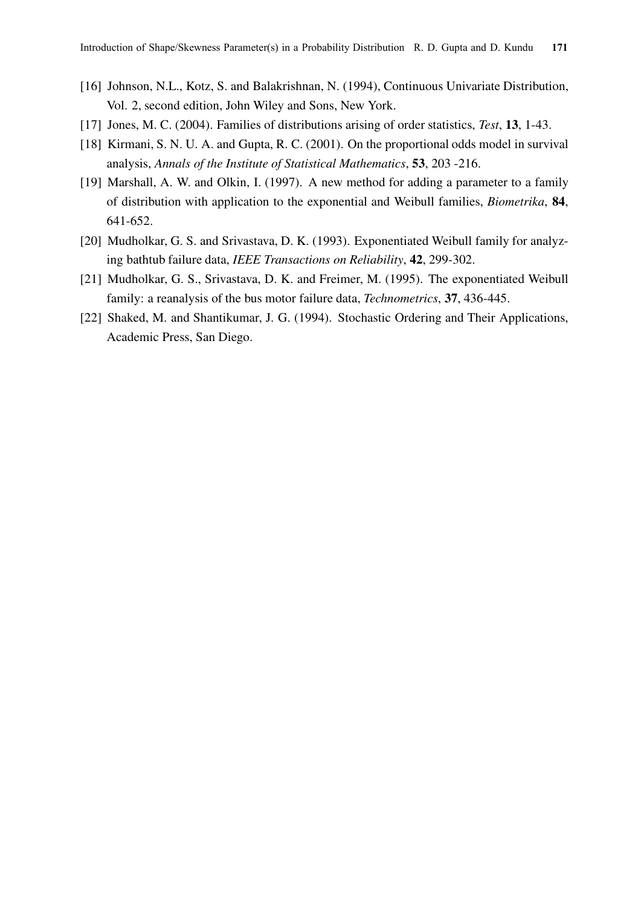[16] Johnson, N.L., Kotz, S. and Balakrishnan, N. (1994), Continuous Univariate Distribution, Vol. 2, second edition, John Wiley and Sons, New York.

[17] Jones, M. C. (2004). Families of distributions arising of order statistics, *Test*, **13**, 1-43.

[18] Kirmani, S. N. U. A. and Gupta, R. C. (2001). On the proportional odds model in survival analysis, *Annals of the Institute of Statistical Mathematics*, **53**, 203 -216.

[19] Marshall, A. W. and Olkin, I. (1997). A new method for adding a parameter to a family of distribution with application to the exponential and Weibull families, *Biometrika*, **84**, 641-652.

[20] Mudholkar, G. S. and Srivastava, D. K. (1993). Exponentiated Weibull family for analyzing bathtub failure data, *IEEE Transactions on Reliability*, **42**, 299-302.

[21] Mudholkar, G. S., Srivastava, D. K. and Freimer, M. (1995). The exponentiated Weibull family: a reanalysis of the bus motor failure data, *Technometrics*, **37**, 436-445.

[22] Shaked, M. and Shantikumar, J. G. (1994). Stochastic Ordering and Their Applications, Academic Press, San Diego.